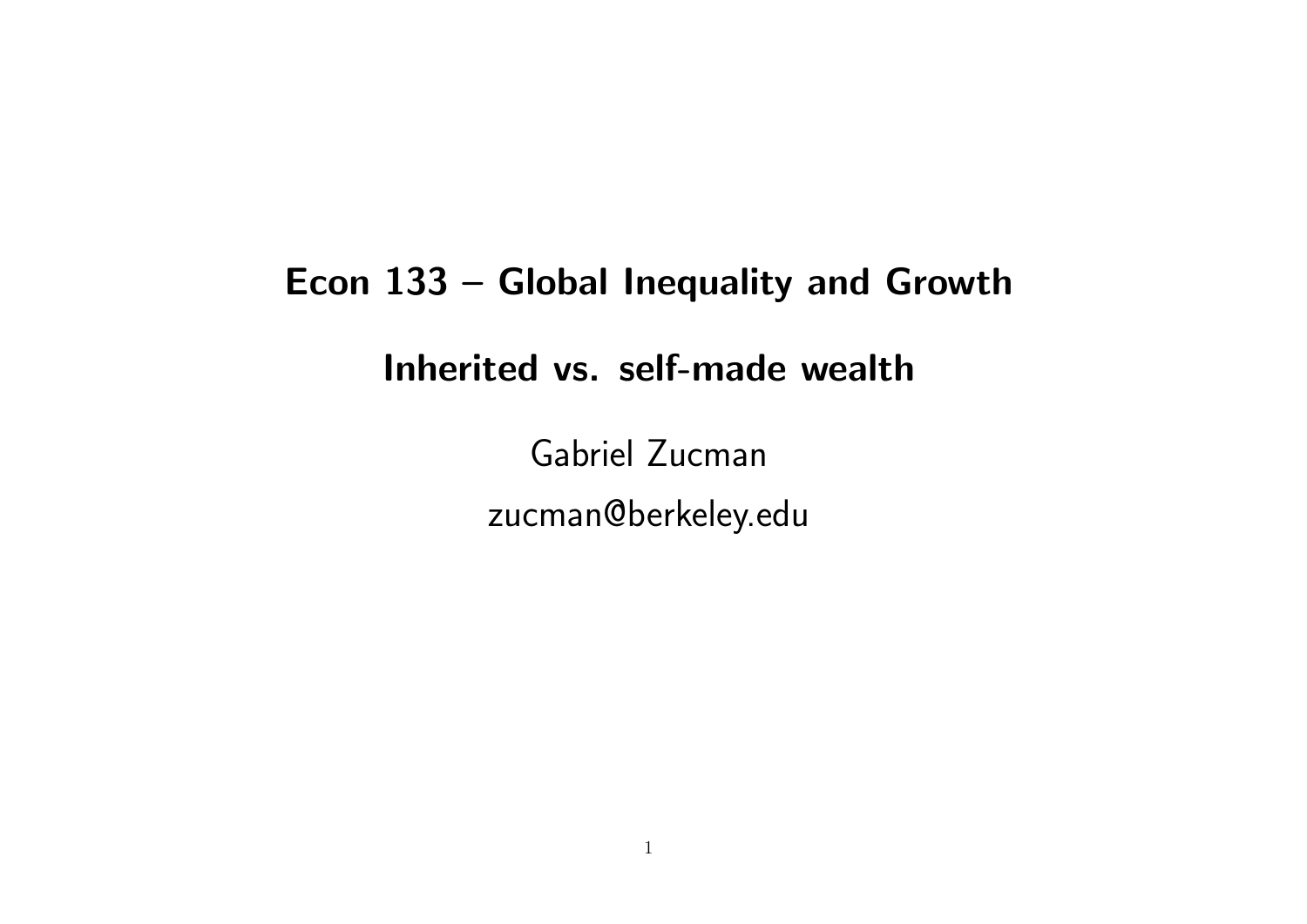# Econ 133 – Global Inequality and Growth

## Inherited vs. self-made wealth

Gabriel Zucman

zucman@berkeley.edu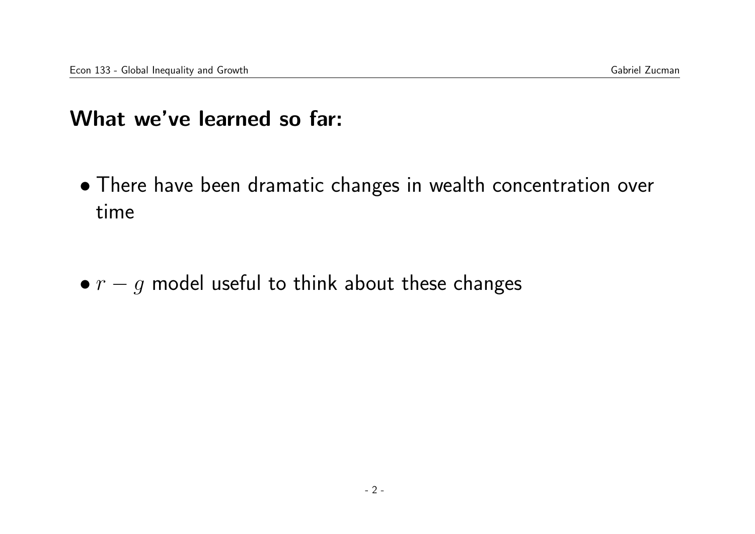## What we've learned so far:

- There have been dramatic changes in wealth concentration over time

- $r - g$ model useful to think about these changes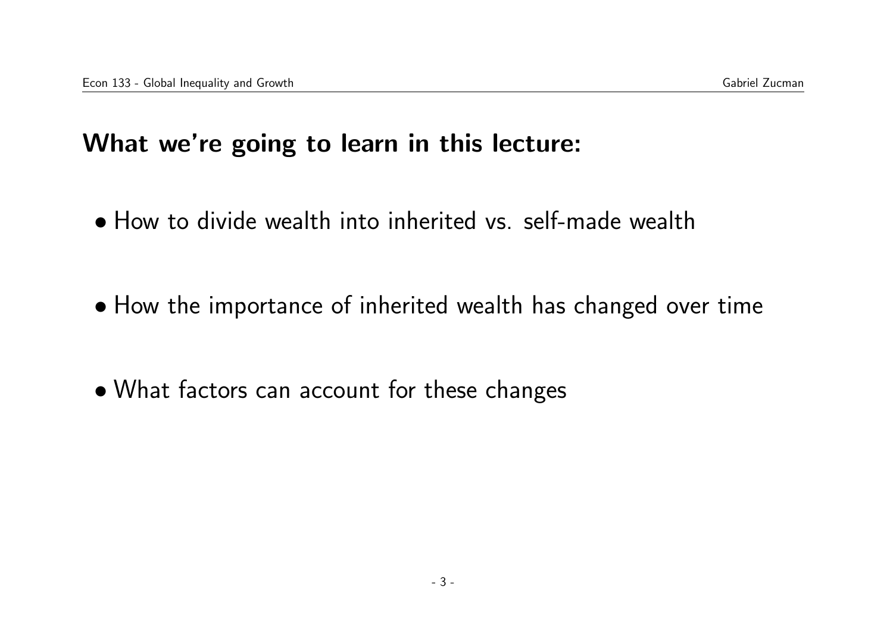## What we're going to learn in this lecture:

- How to divide wealth into inherited vs. self-made wealth
- How the importance of inherited wealth has changed over time
- What factors can account for these changes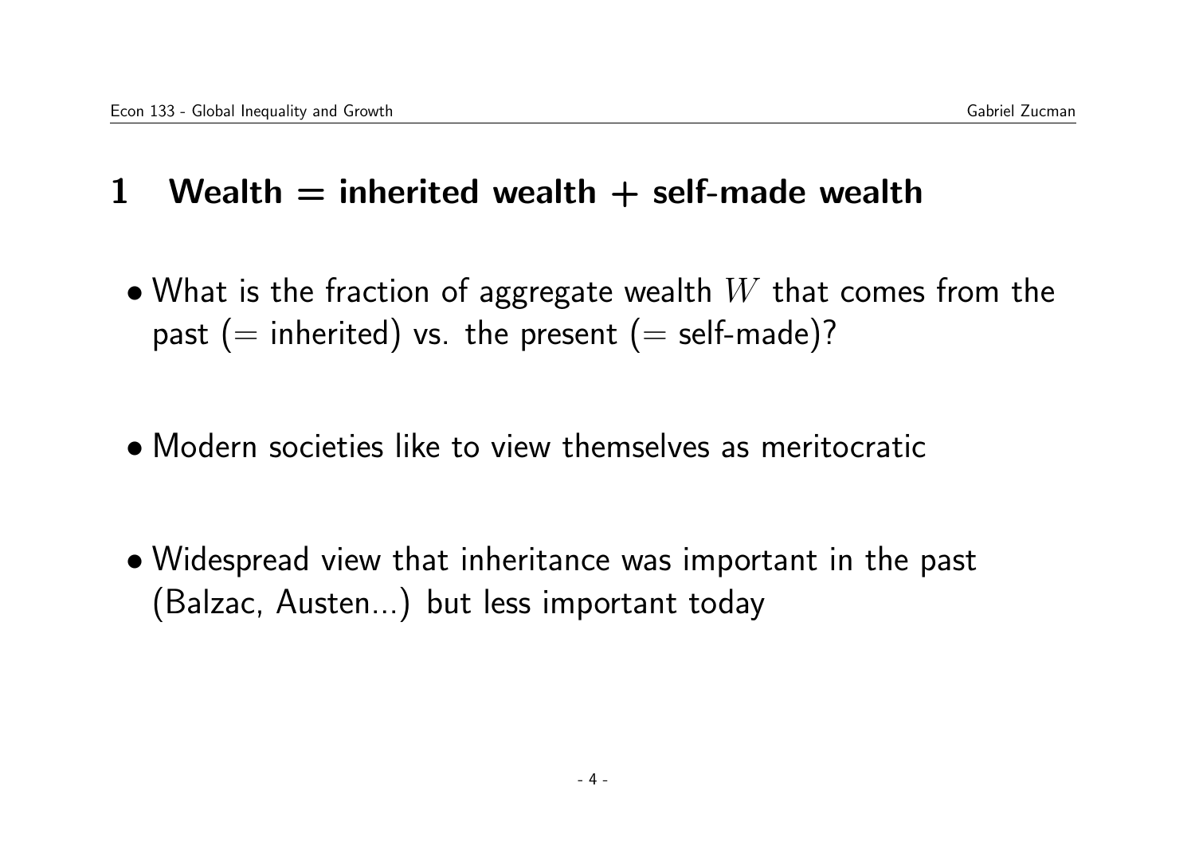# 1 Wealth = inherited wealth + self-made wealth

- What is the fraction of aggregate wealth $W$ that comes from the past (= inherited) vs. the present (= self-made)?

- Modern societies like to view themselves as meritocratic

- Widespread view that inheritance was important in the past (Balzac, Austen...) but less important today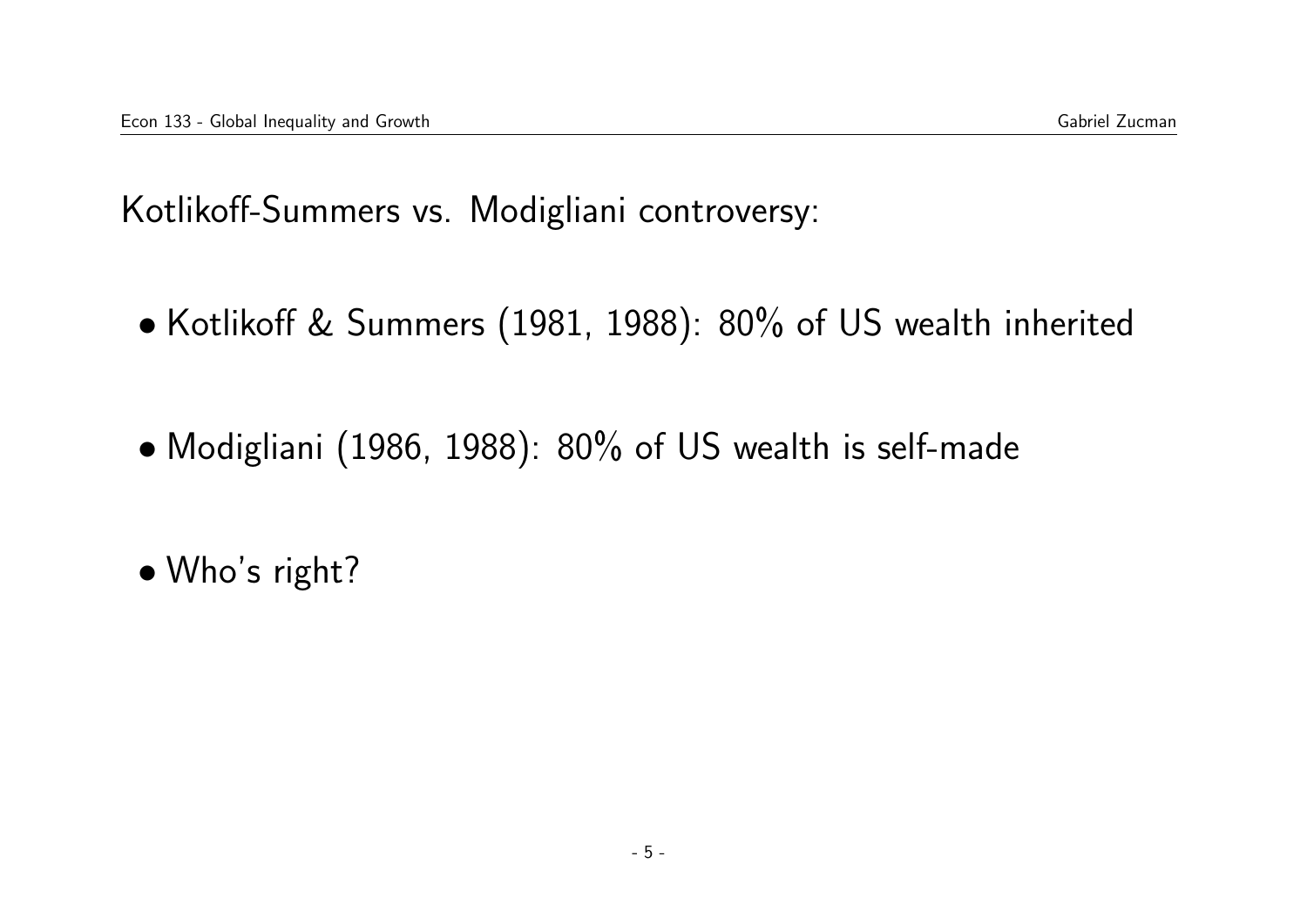Kotlikoff-Summers vs. Modigliani controversy:

- Kotlikoff & Summers (1981, 1988): 80% of US wealth inherited
- Modigliani (1986, 1988): 80% of US wealth is self-made
- Who's right?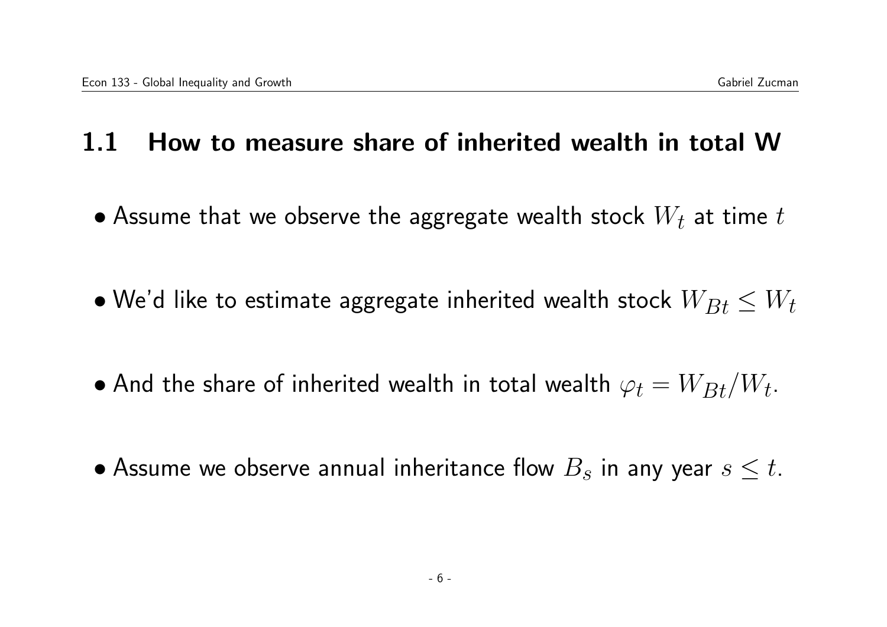## 1.1 How to measure share of inherited wealth in total W

- Assume that we observe the aggregate wealth stock $W_t$ at time $t$
- We'd like to estimate aggregate inherited wealth stock $W_{Bt} \leq W_t$
- And the share of inherited wealth in total wealth $\varphi_t = W_{Bt}/W_t$.
- Assume we observe annual inheritance flow $B_s$ in any year $s \leq t$.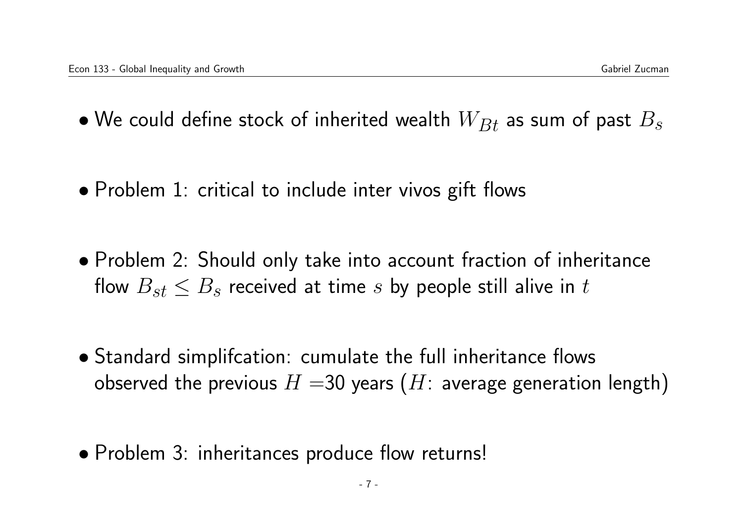- We could define stock of inherited wealth $W_{Bt}$ as sum of past $B_s$

- Problem 1: critical to include inter vivos gift flows

- Problem 2: Should only take into account fraction of inheritance flow $B_{st} \leq B_s$ received at time $s$ by people still alive in $t$

- Standard simplifcation: cumulate the full inheritance flows observed the previous $H$ =30 years ($H$: average generation length)

- Problem 3: inheritances produce flow returns!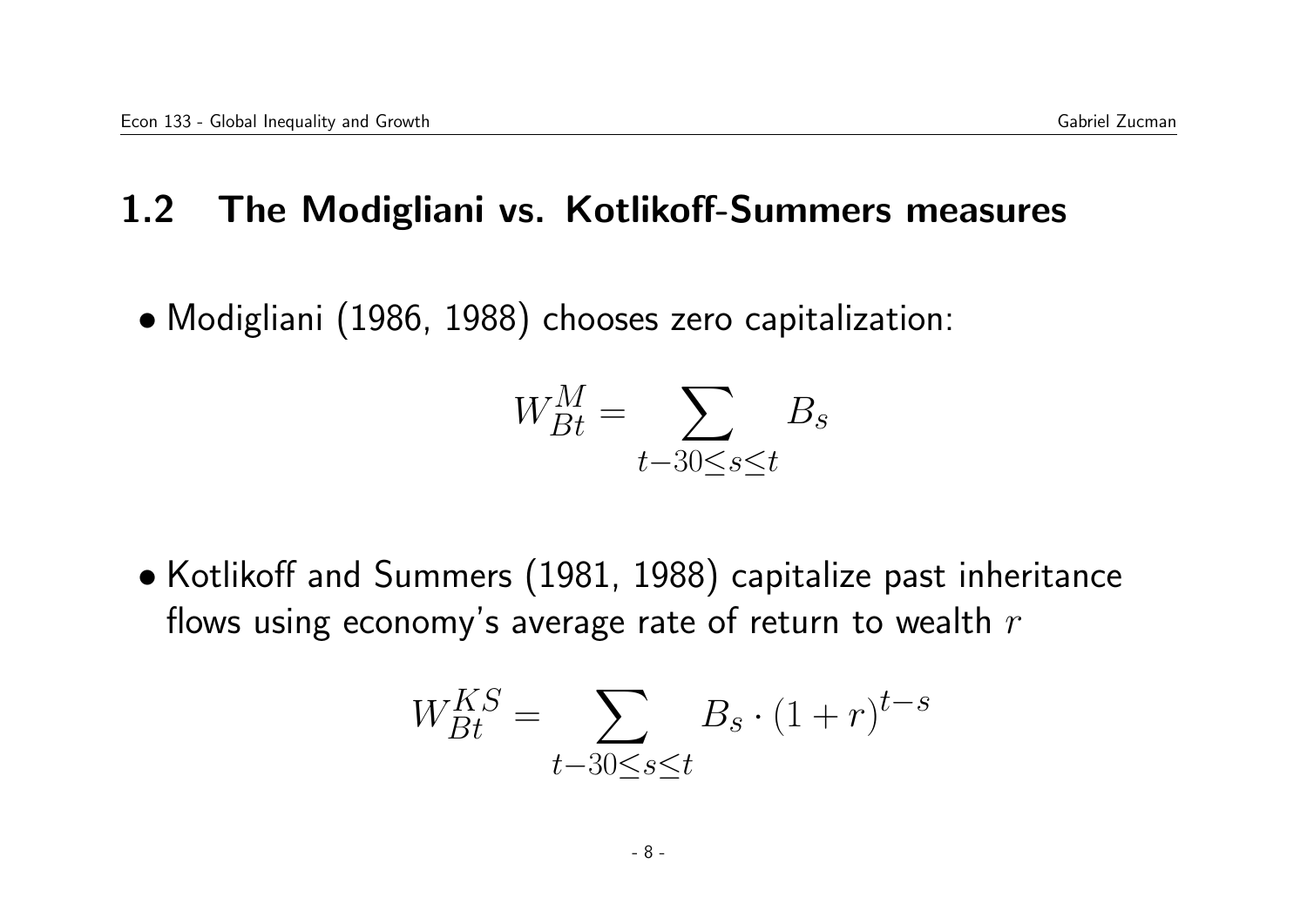## 1.2 The Modigliani vs. Kotlikoff-Summers measures

- Modigliani (1986, 1988) chooses zero capitalization:

$$W_{Bt}^{M} = \sum_{t-30 \leq s \leq t} B_s$$

- Kotlikoff and Summers (1981, 1988) capitalize past inheritance flows using economy's average rate of return to wealth $r$

$$W_{Bt}^{KS} = \sum_{t-30 \leq s \leq t} B_s \cdot (1+r)^{t-s}$$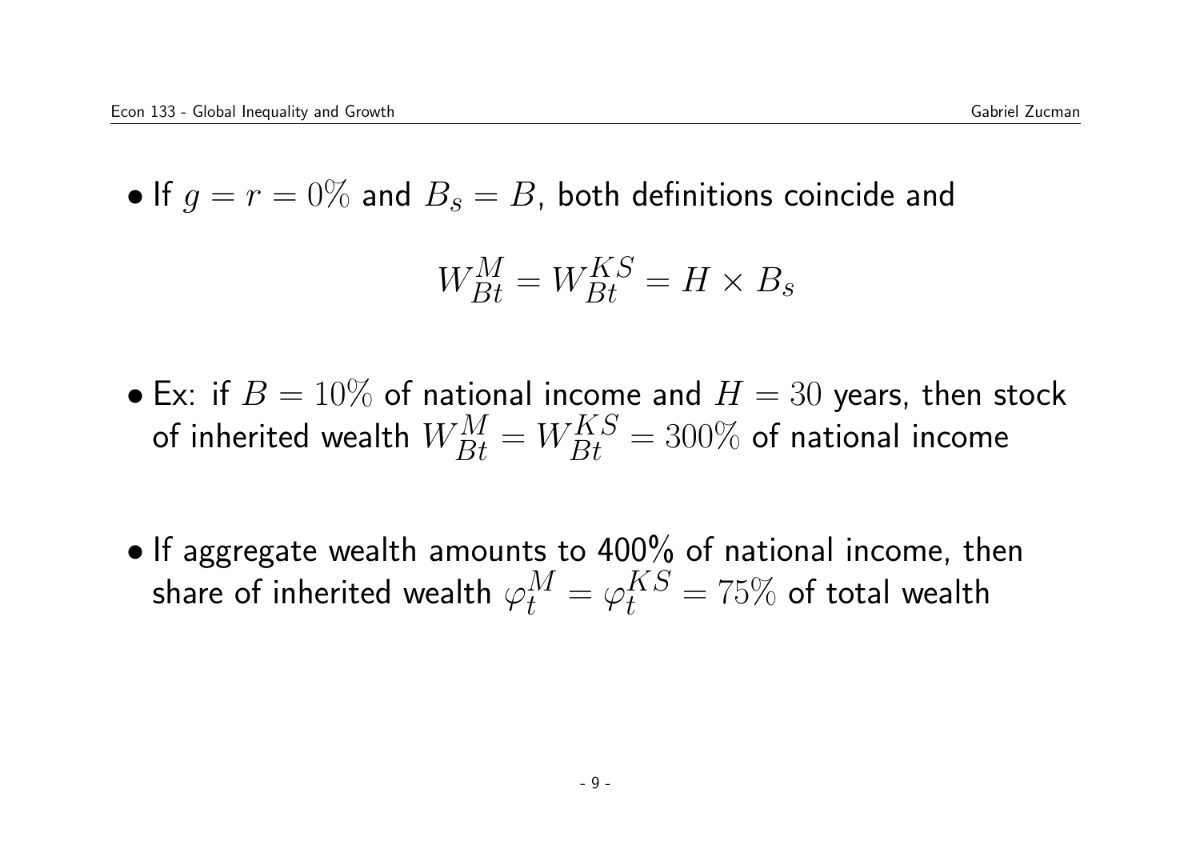- If $g = r = 0\%$ and $B_s = B$, both definitions coincide and

$$W_{Bt}^{M} = W_{Bt}^{KS} = H \times B_s$$

- Ex: if $B = 10\%$ of national income and $H = 30$ years, then stock of inherited wealth $W_{Bt}^{M} = W_{Bt}^{KS} = 300\%$ of national income

- If aggregate wealth amounts to 400% of national income, then share of inherited wealth $\varphi_t^{M} = \varphi_t^{KS} = 75\%$ of total wealth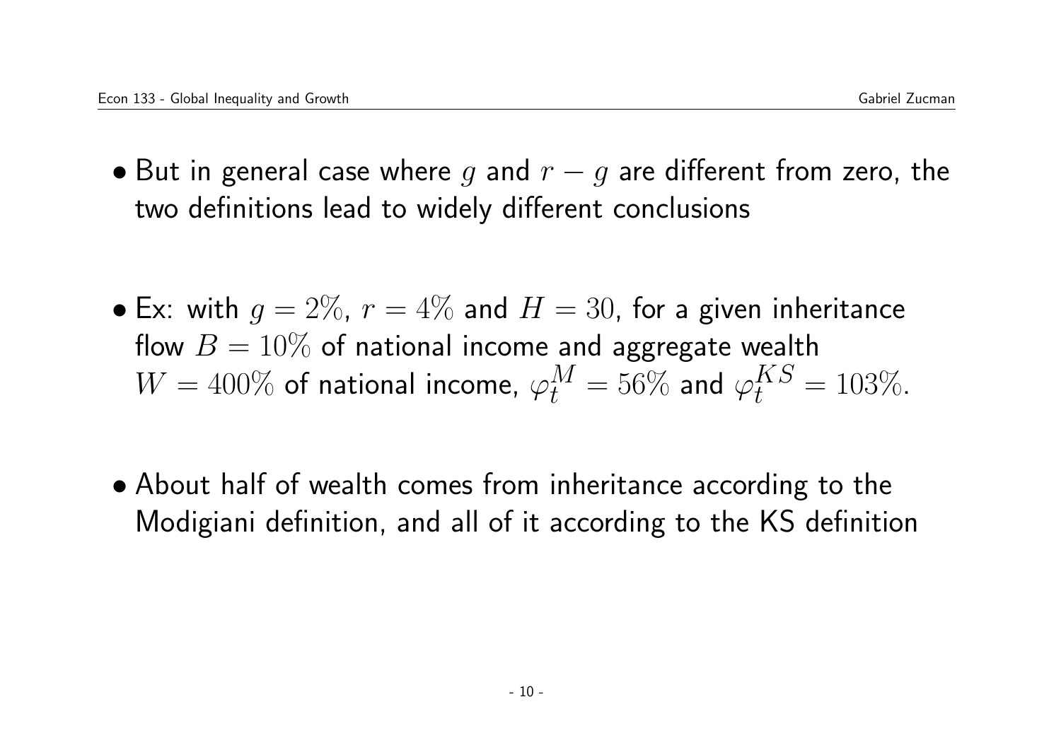- But in general case where $g$ and $r - g$ are different from zero, the two definitions lead to widely different conclusions

- Ex: with $g = 2\%$, $r = 4\%$ and $H = 30$, for a given inheritance flow $B = 10\%$ of national income and aggregate wealth $W = 400\%$ of national income, $\varphi_t^M = 56\%$ and $\varphi_t^{KS} = 103\%$.

- About half of wealth comes from inheritance according to the Modigiani definition, and all of it according to the KS definition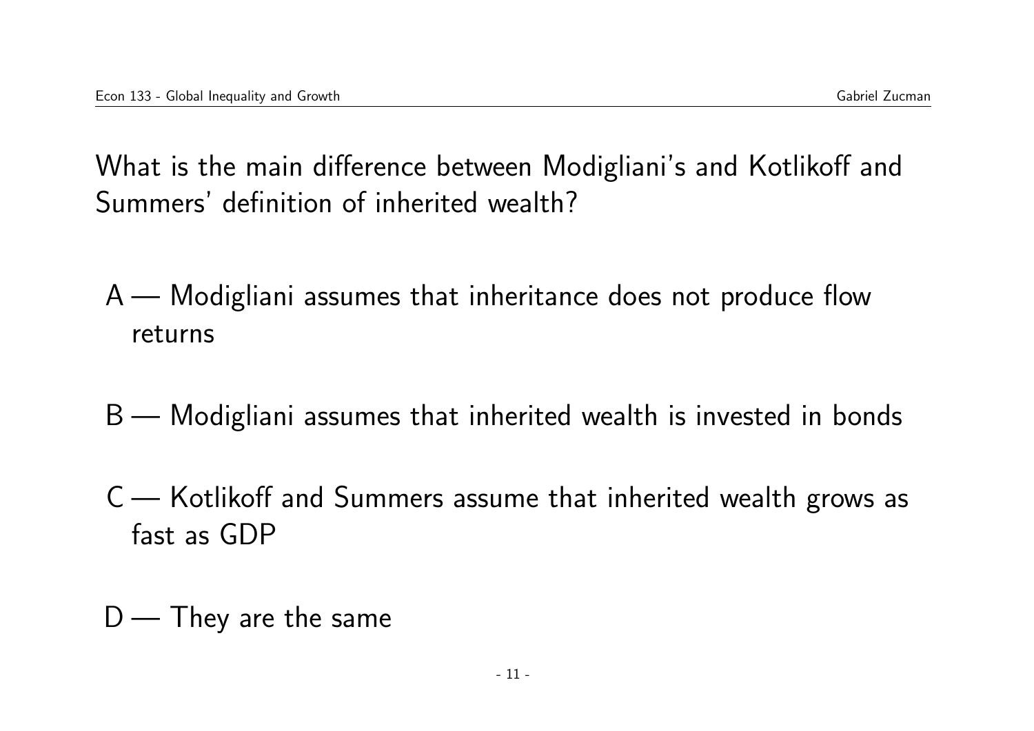What is the main difference between Modigliani's and Kotlikoff and Summers' definition of inherited wealth?

A — Modigliani assumes that inheritance does not produce flow returns

B — Modigliani assumes that inherited wealth is invested in bonds

C — Kotlikoff and Summers assume that inherited wealth grows as fast as GDP

D — They are the same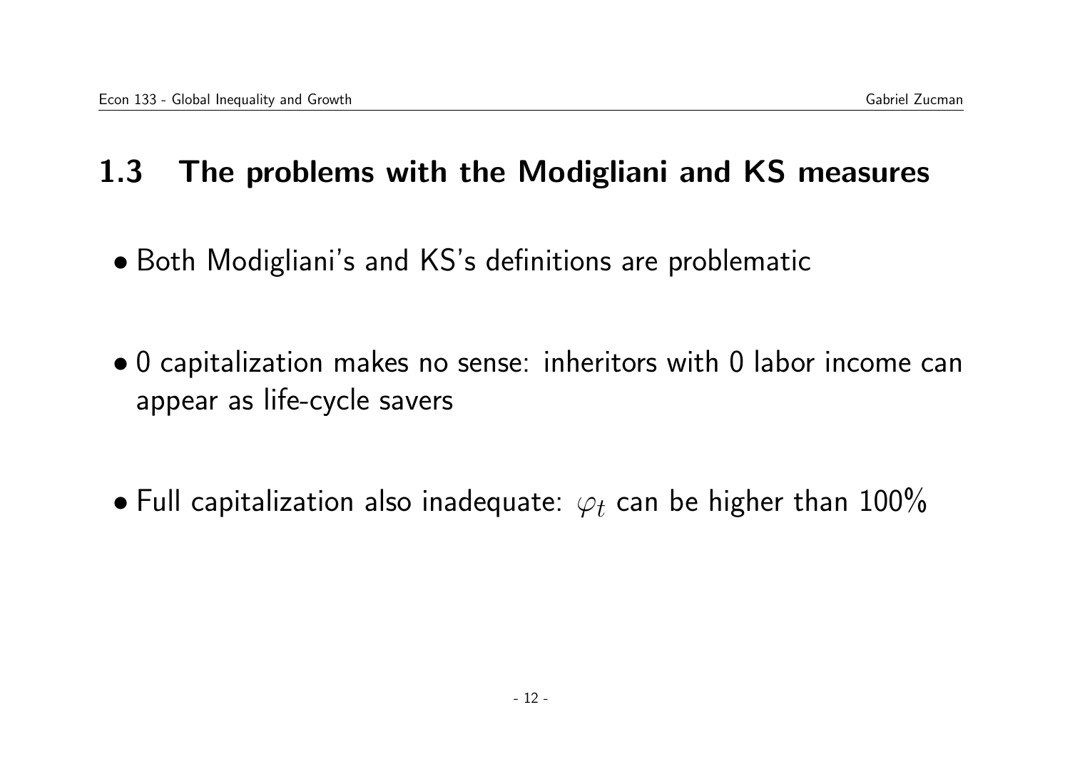## 1.3 The problems with the Modigliani and KS measures

- Both Modigliani's and KS's definitions are problematic

- 0 capitalization makes no sense: inheritors with 0 labor income can appear as life-cycle savers

- Full capitalization also inadequate: $\varphi_t$ can be higher than 100%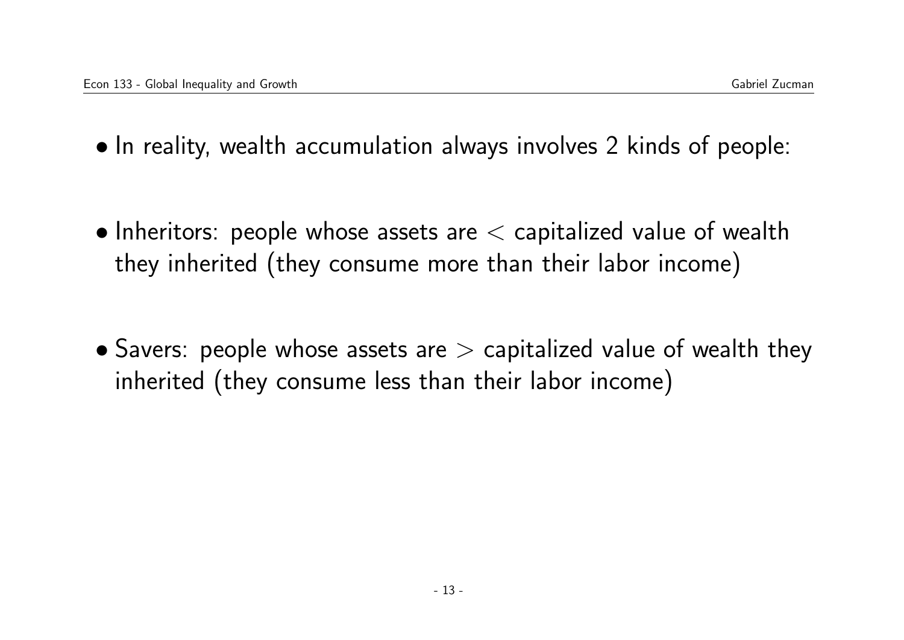- In reality, wealth accumulation always involves 2 kinds of people:

- Inheritors: people whose assets are $<$ capitalized value of wealth they inherited (they consume more than their labor income)

- Savers: people whose assets are $>$ capitalized value of wealth they inherited (they consume less than their labor income)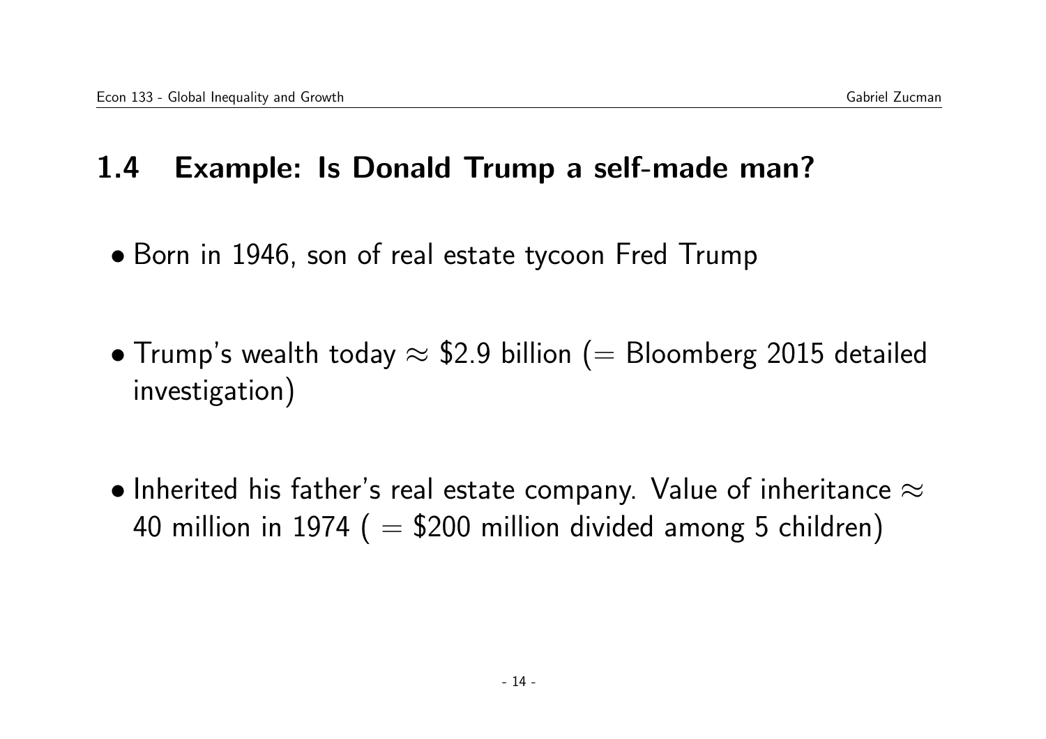## 1.4 Example: Is Donald Trump a self-made man?

- Born in 1946, son of real estate tycoon Fred Trump

- Trump's wealth today $\approx$ \$2.9 billion ($=$ Bloomberg 2015 detailed investigation)

- Inherited his father's real estate company. Value of inheritance $\approx$ 40 million in 1974 ( $=$ \$200 million divided among 5 children)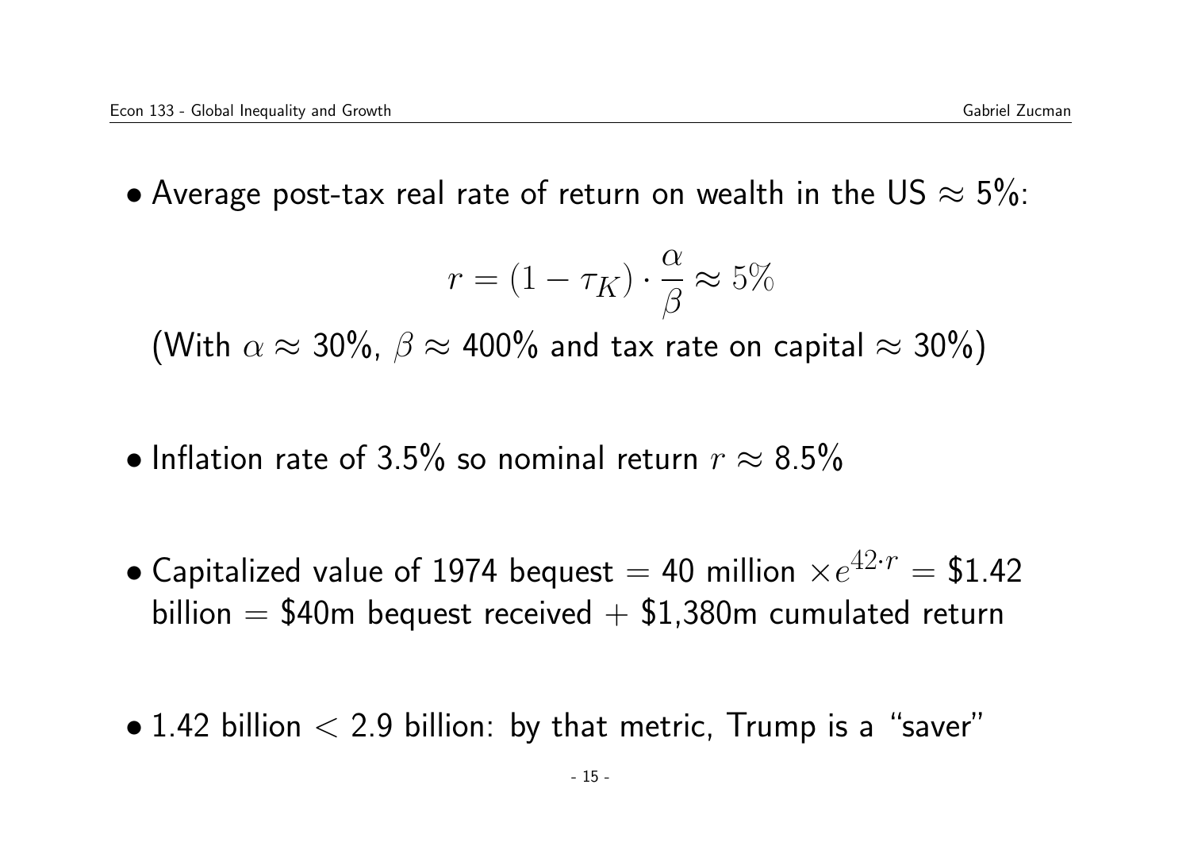- Average post-tax real rate of return on wealth in the US $\approx$ 5%:

$$r = (1 - \tau_K) \cdot \frac{\alpha}{\beta} \approx 5\%$$

(With $\alpha \approx$ 30%, $\beta \approx$ 400% and tax rate on capital $\approx$ 30%)

- Inflation rate of 3.5% so nominal return $r \approx$ 8.5%

- Capitalized value of 1974 bequest = 40 million $\times e^{42 \cdot r}$ = \$1.42 billion = \$40m bequest received + \$1,380m cumulated return

- 1.42 billion < 2.9 billion: by that metric, Trump is a "saver"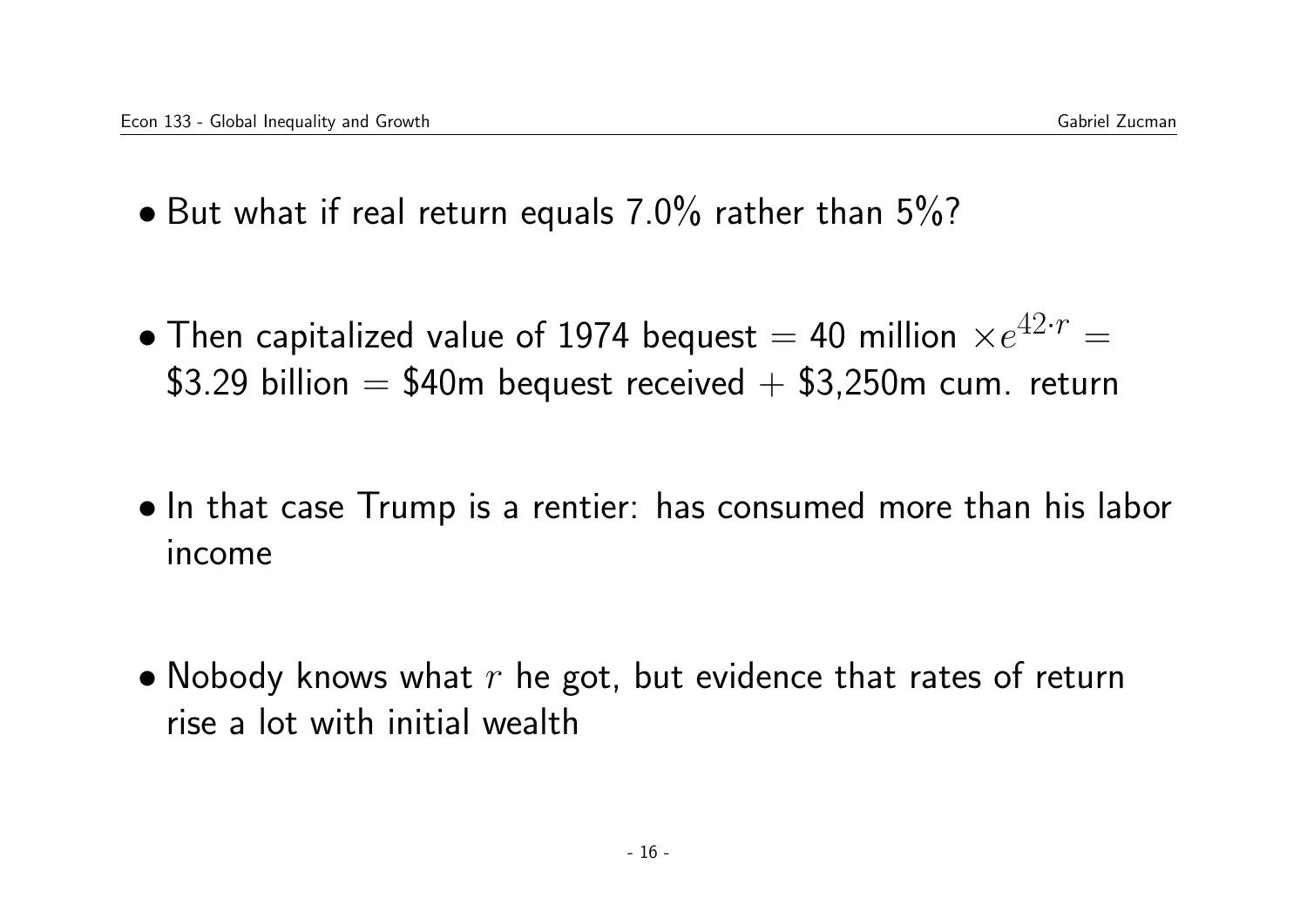- But what if real return equals 7.0% rather than 5%?

- Then capitalized value of 1974 bequest = 40 million $\times e^{42 \cdot r}$ = \$3.29 billion = \$40m bequest received + \$3,250m cum. return

- In that case Trump is a rentier: has consumed more than his labor income

- Nobody knows what $r$ he got, but evidence that rates of return rise a lot with initial wealth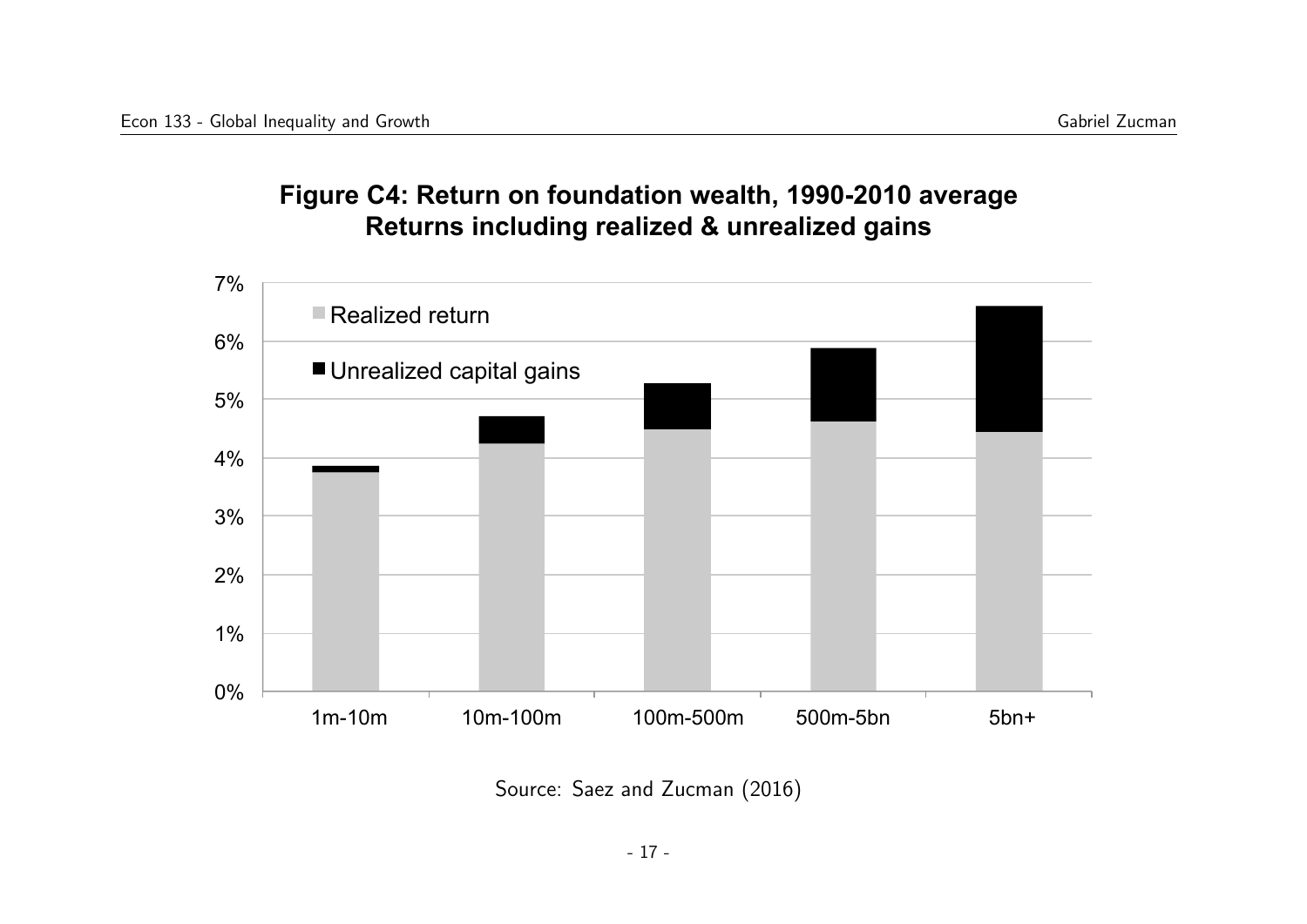**Figure C4: Return on foundation wealth, 1990-2010 average**
**Returns including realized & unrealized gains**

Realized return

Unrealized capital gains

7%
6%
5%
4%
3%
2%
1%
0%

1m-10m | 10m-100m | 100m-500m | 500m-5bn | 5bn+

Source: Saez and Zucman (2016)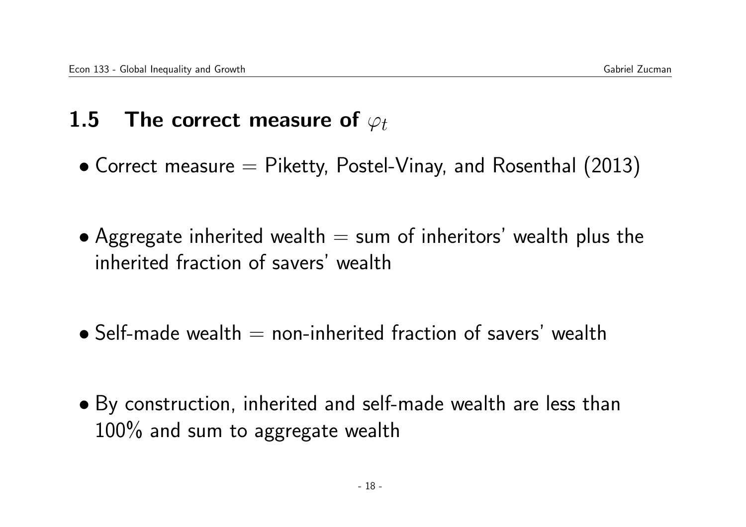## 1.5 The correct measure of $\varphi_t$

- Correct measure = Piketty, Postel-Vinay, and Rosenthal (2013)

- Aggregate inherited wealth = sum of inheritors' wealth plus the inherited fraction of savers' wealth

- Self-made wealth = non-inherited fraction of savers' wealth

- By construction, inherited and self-made wealth are less than 100% and sum to aggregate wealth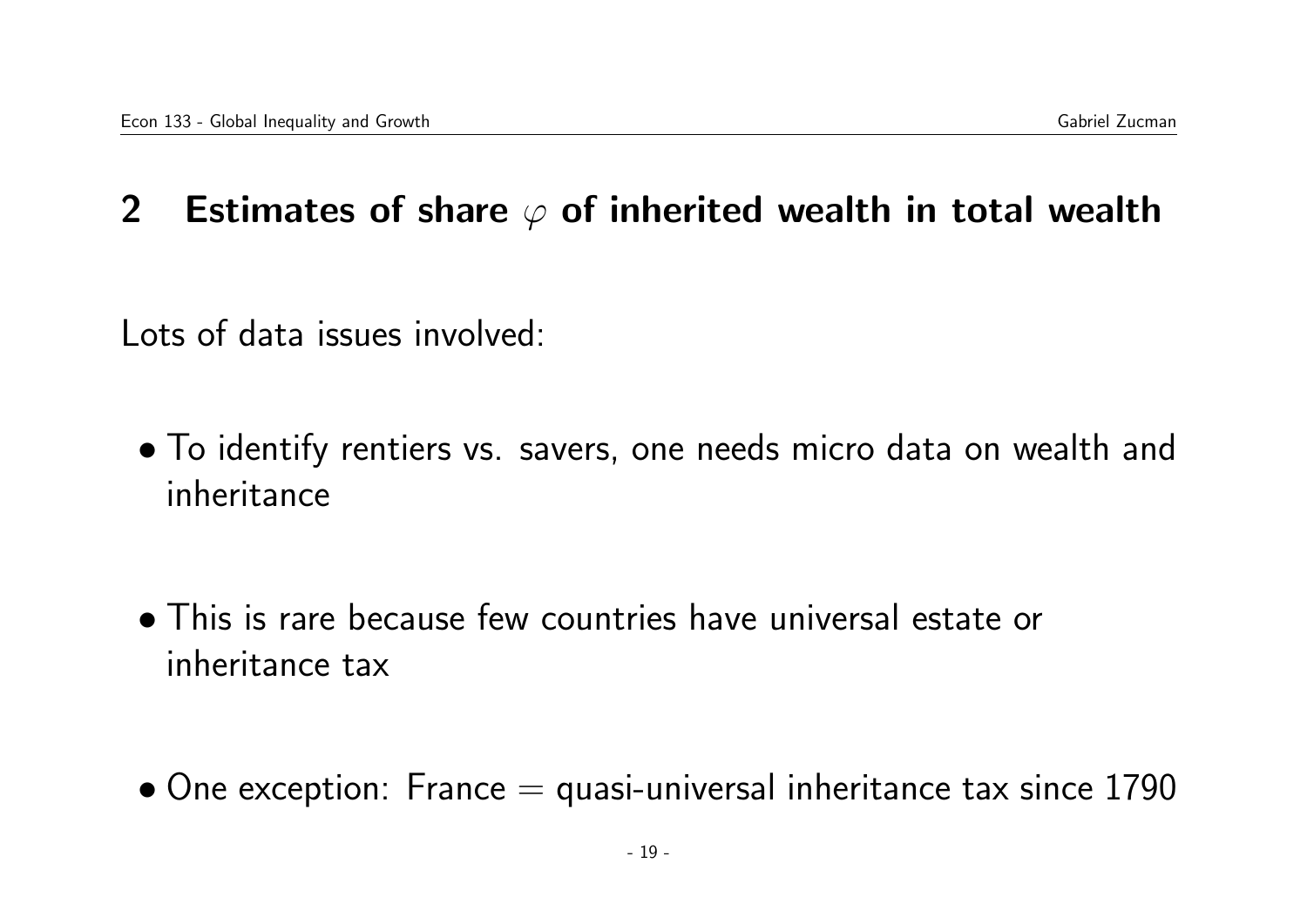## 2 Estimates of share $\varphi$ of inherited wealth in total wealth

Lots of data issues involved:

- To identify rentiers vs. savers, one needs micro data on wealth and inheritance
- This is rare because few countries have universal estate or inheritance tax
- One exception: France = quasi-universal inheritance tax since 1790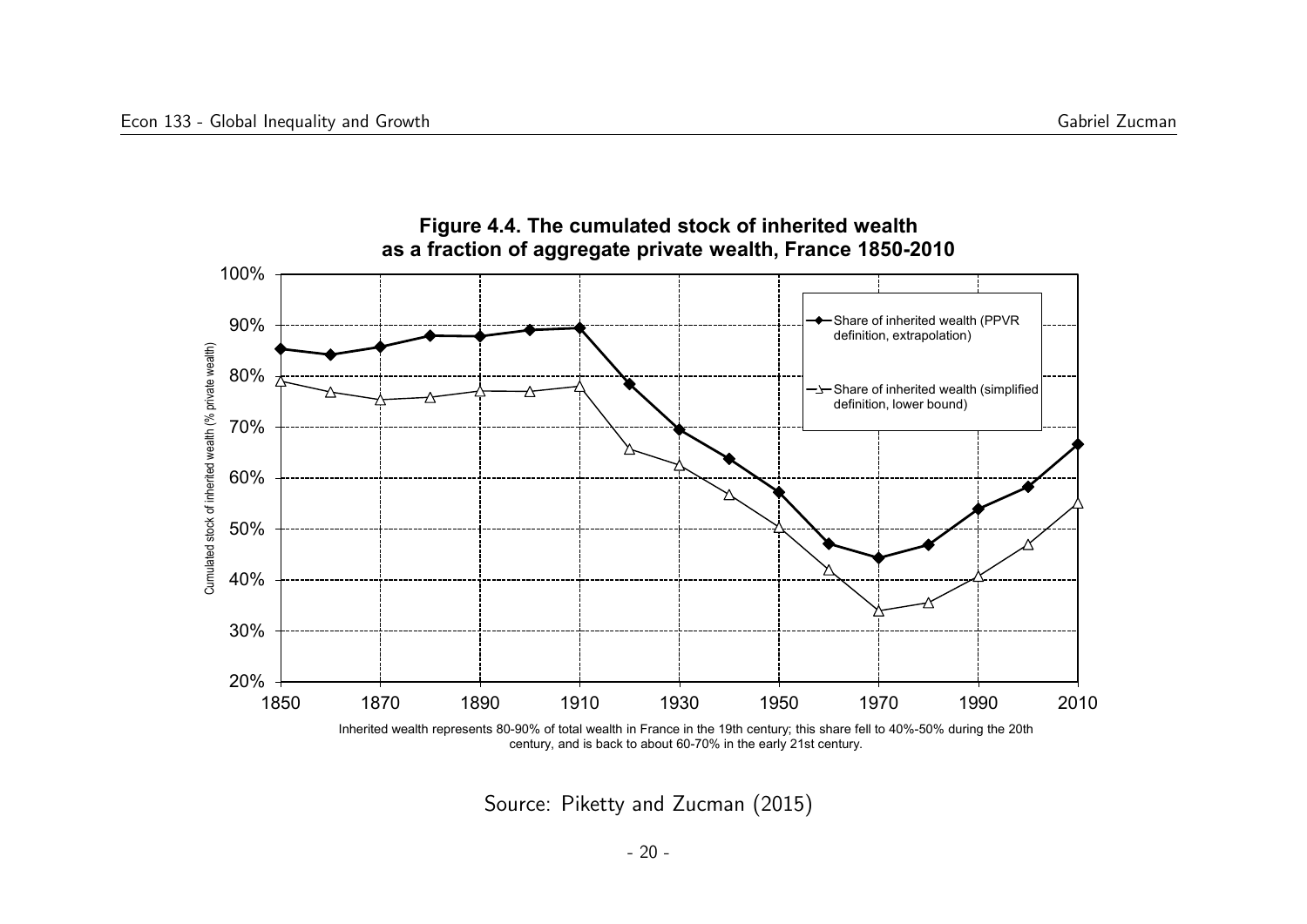**Figure 4.4. The cumulated stock of inherited wealth as a fraction of aggregate private wealth, France 1850-2010**

Inherited wealth represents 80-90% of total wealth in France in the 19th century; this share fell to 40%-50% during the 20th century, and is back to about 60-70% in the early 21st century.

Source: Piketty and Zucman (2015)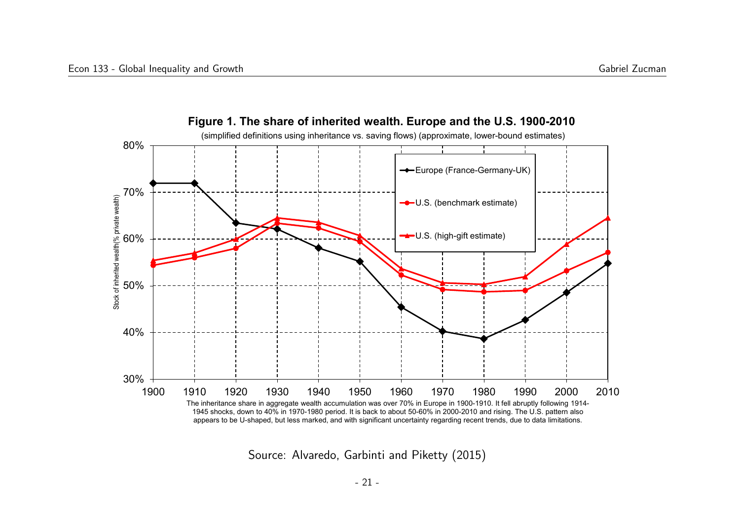**Figure 1. The share of inherited wealth. Europe and the U.S. 1900-2010**

(simplified definitions using inheritance vs. saving flows) (approximate, lower-bound estimates)

The inheritance share in aggregate wealth accumulation was over 70% in Europe in 1900-1910. It fell abruptly following 1914-1945 shocks, down to 40% in 1970-1980 period. It is back to about 50-60% in 2000-2010 and rising. The U.S. pattern also appears to be U-shaped, but less marked, and with significant uncertainty regarding recent trends, due to data limitations.

Source: Alvaredo, Garbinti and Piketty (2015)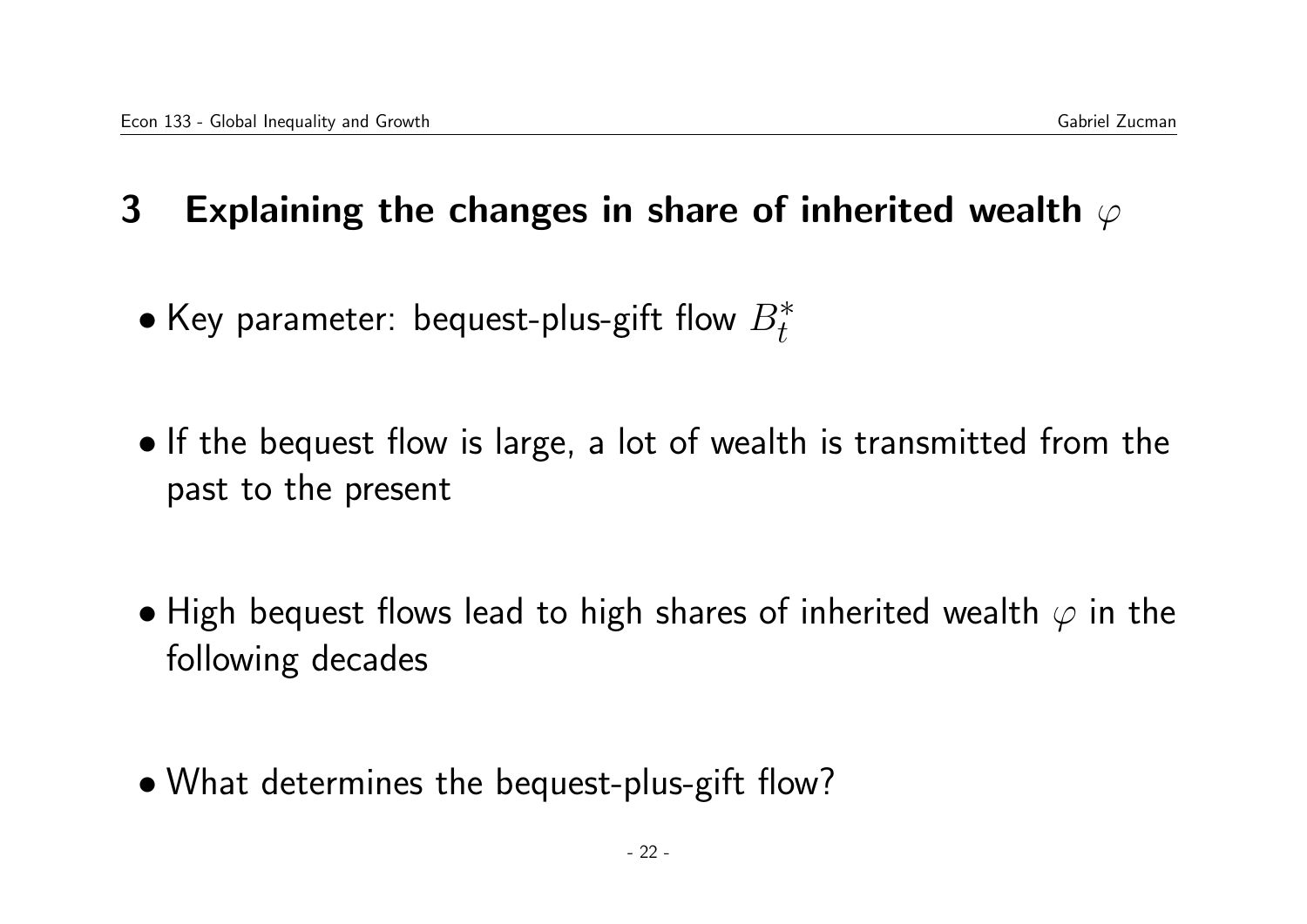# 3 Explaining the changes in share of inherited wealth $\varphi$

- Key parameter: bequest-plus-gift flow $B_t^*$

- If the bequest flow is large, a lot of wealth is transmitted from the past to the present

- High bequest flows lead to high shares of inherited wealth $\varphi$ in the following decades

- What determines the bequest-plus-gift flow?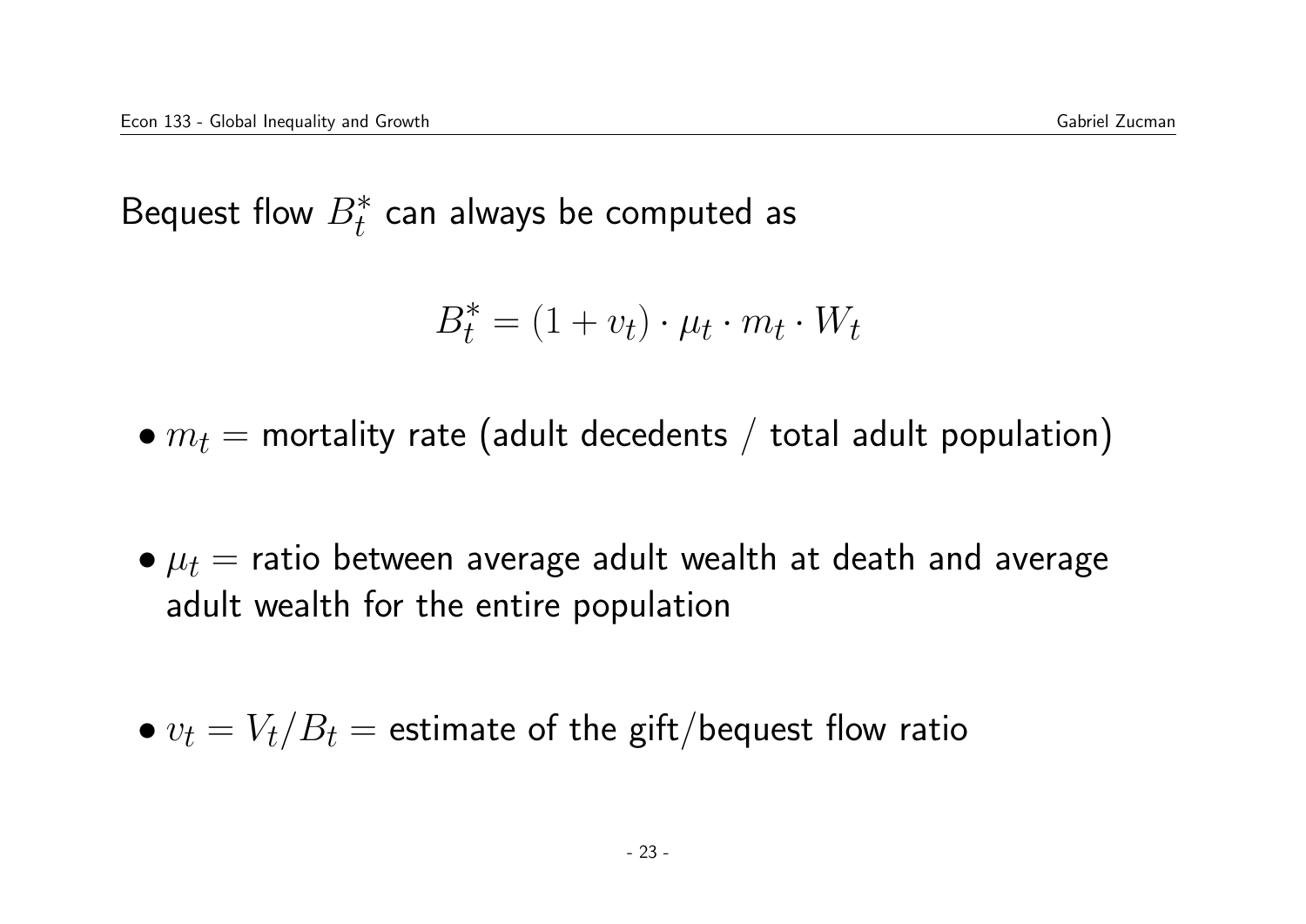Bequest flow $B_t^*$ can always be computed as

$$B_t^* = (1 + v_t) \cdot \mu_t \cdot m_t \cdot W_t$$

- $m_t$ = mortality rate (adult decedents / total adult population)

- $\mu_t$ = ratio between average adult wealth at death and average adult wealth for the entire population

- $v_t = V_t / B_t$ = estimate of the gift/bequest flow ratio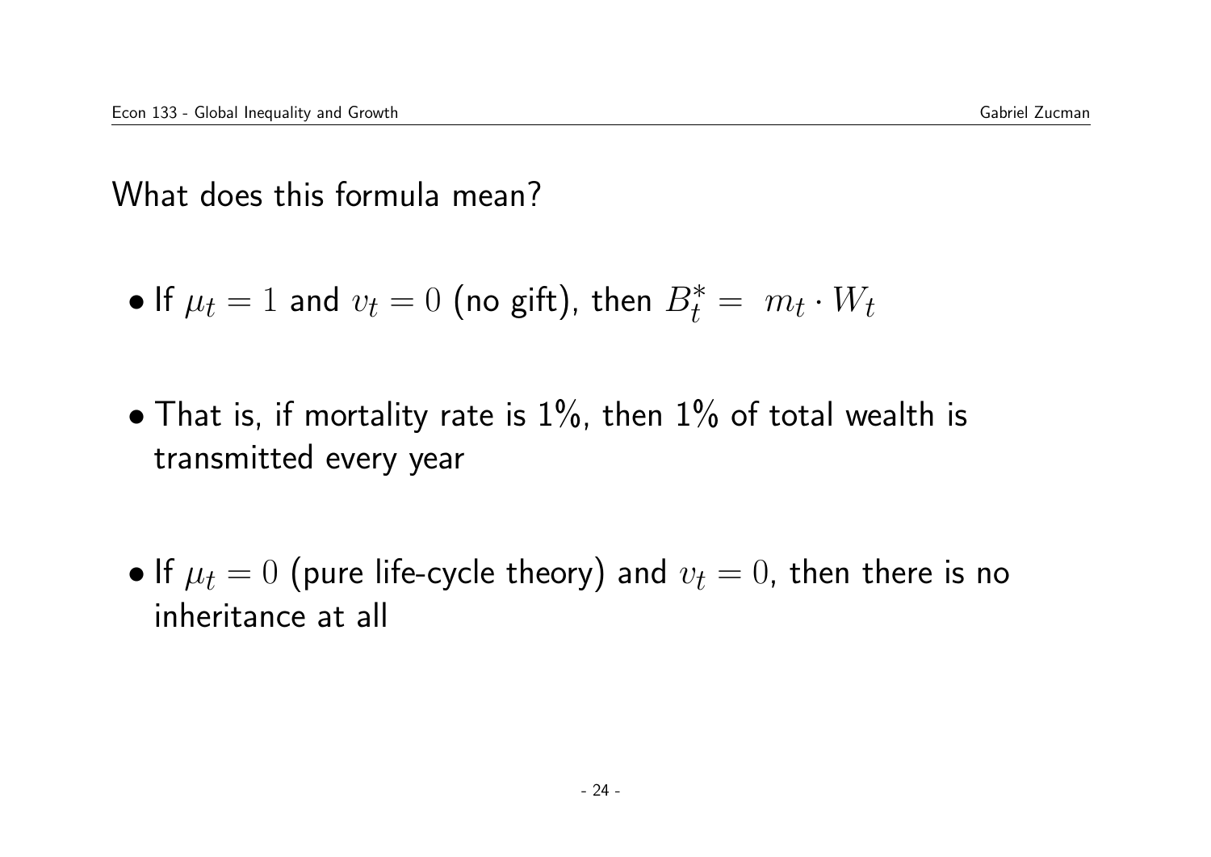What does this formula mean?

- If $\mu_t = 1$ and $v_t = 0$ (no gift), then $B_t^* = \ m_t \cdot W_t$

- That is, if mortality rate is 1%, then 1% of total wealth is transmitted every year

- If $\mu_t = 0$ (pure life-cycle theory) and $v_t = 0$, then there is no inheritance at all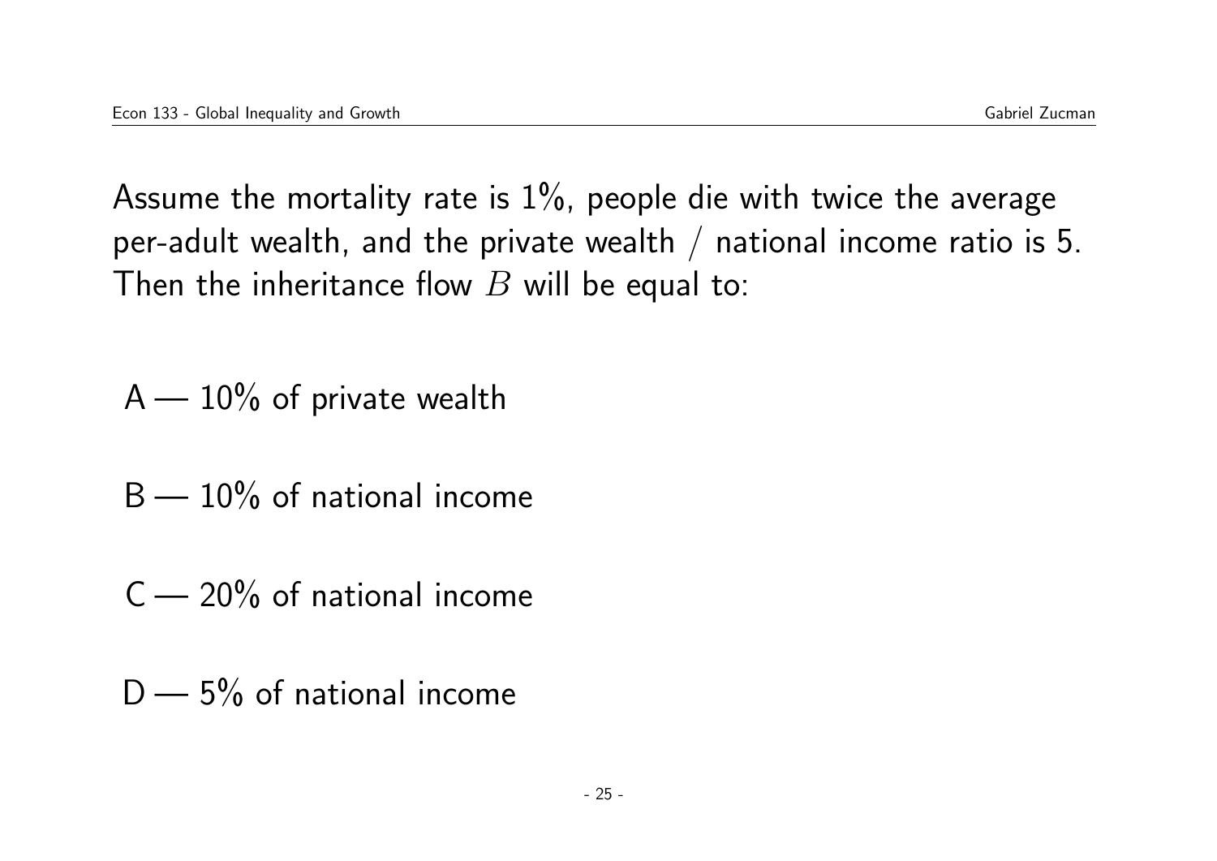Assume the mortality rate is 1%, people die with twice the average per-adult wealth, and the private wealth / national income ratio is 5. Then the inheritance flow $B$ will be equal to:

A — 10% of private wealth

B — 10% of national income

C — 20% of national income

D — 5% of national income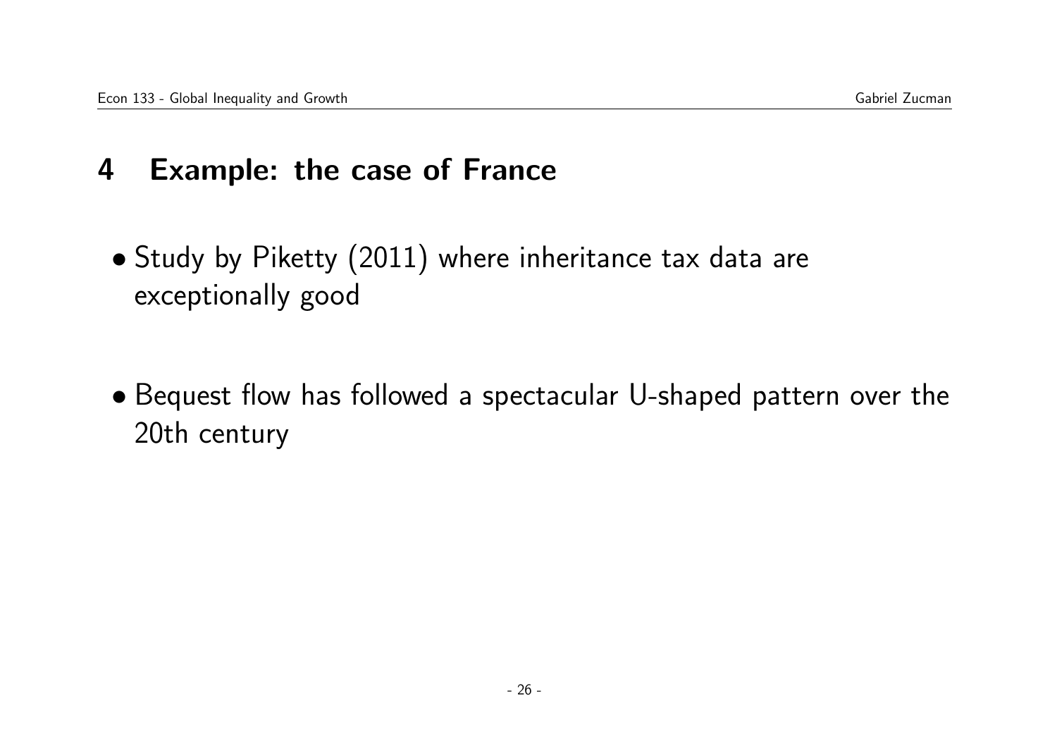## 4 Example: the case of France

- Study by Piketty (2011) where inheritance tax data are exceptionally good

- Bequest flow has followed a spectacular U-shaped pattern over the 20th century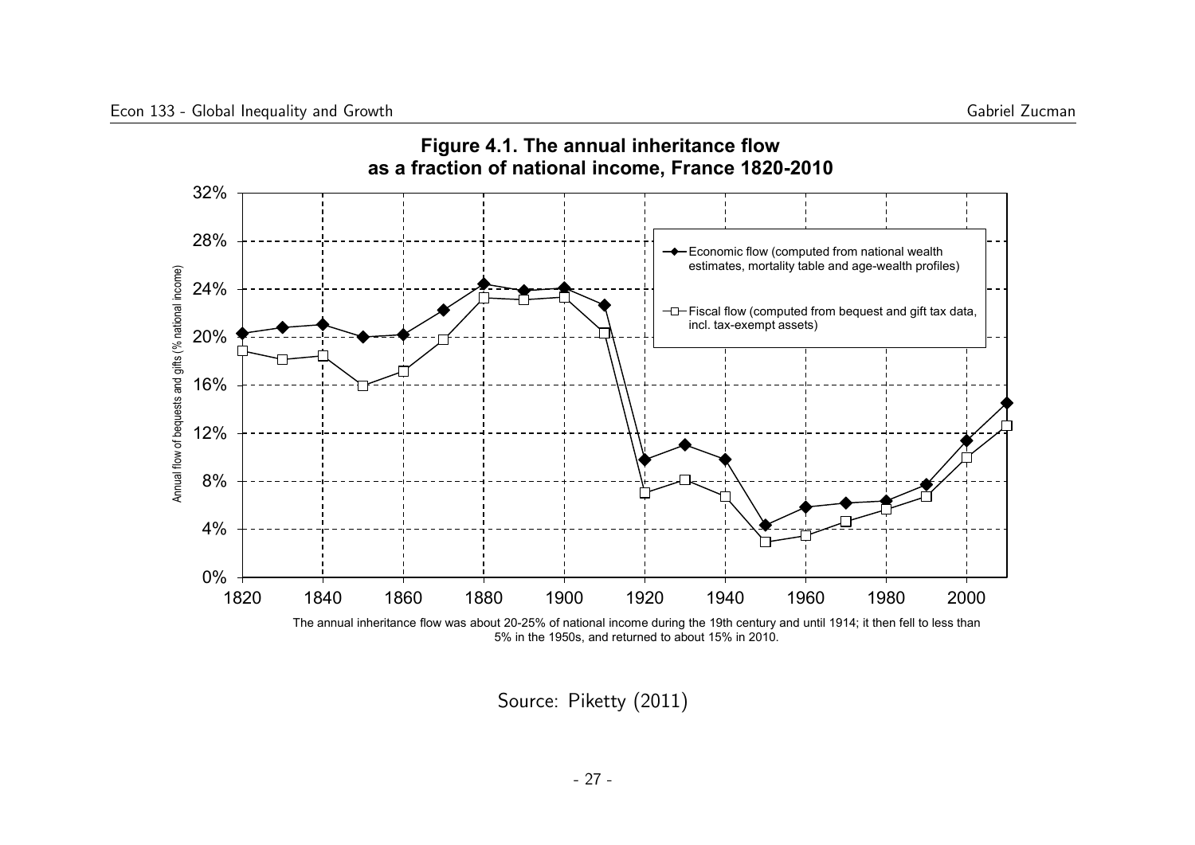**Figure 4.1. The annual inheritance flow as a fraction of national income, France 1820-2010**

The annual inheritance flow was about 20-25% of national income during the 19th century and until 1914; it then fell to less than 5% in the 1950s, and returned to about 15% in 2010.

Source: Piketty (2011)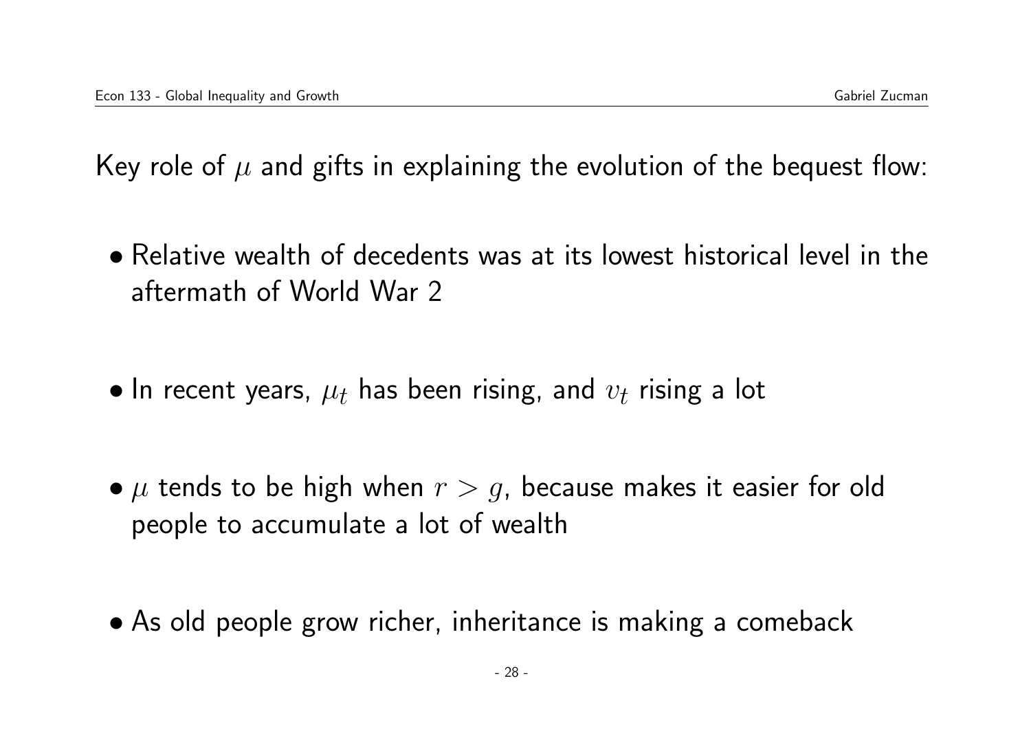Key role of $\mu$ and gifts in explaining the evolution of the bequest flow:

- Relative wealth of decedents was at its lowest historical level in the aftermath of World War 2

- In recent years, $\mu_t$ has been rising, and $v_t$ rising a lot

- $\mu$ tends to be high when $r > g$, because makes it easier for old people to accumulate a lot of wealth

- As old people grow richer, inheritance is making a comeback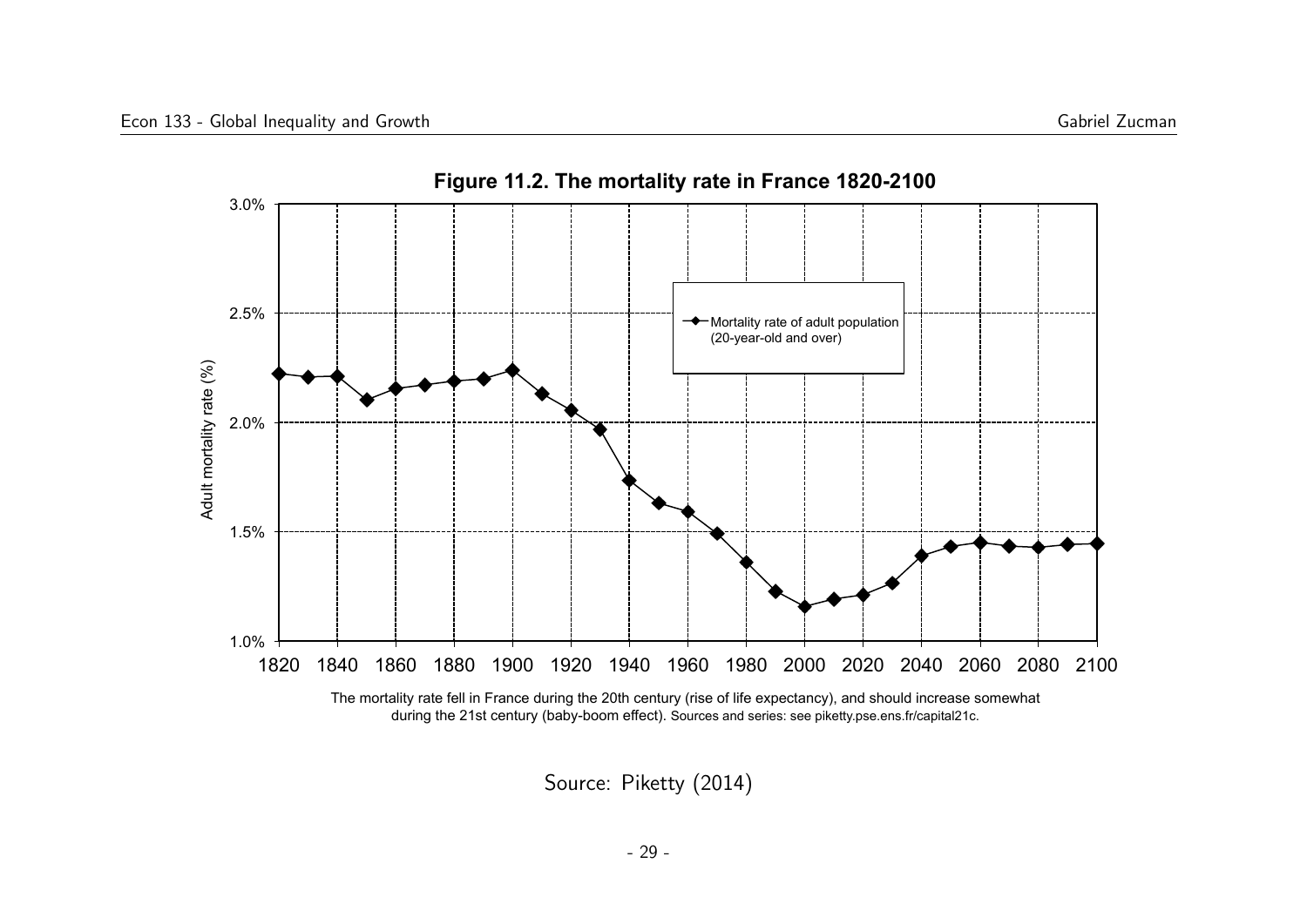**Figure 11.2. The mortality rate in France 1820-2100**

The mortality rate fell in France during the 20th century (rise of life expectancy), and should increase somewhat during the 21st century (baby-boom effect). Sources and series: see piketty.pse.ens.fr/capital21c.

Source: Piketty (2014)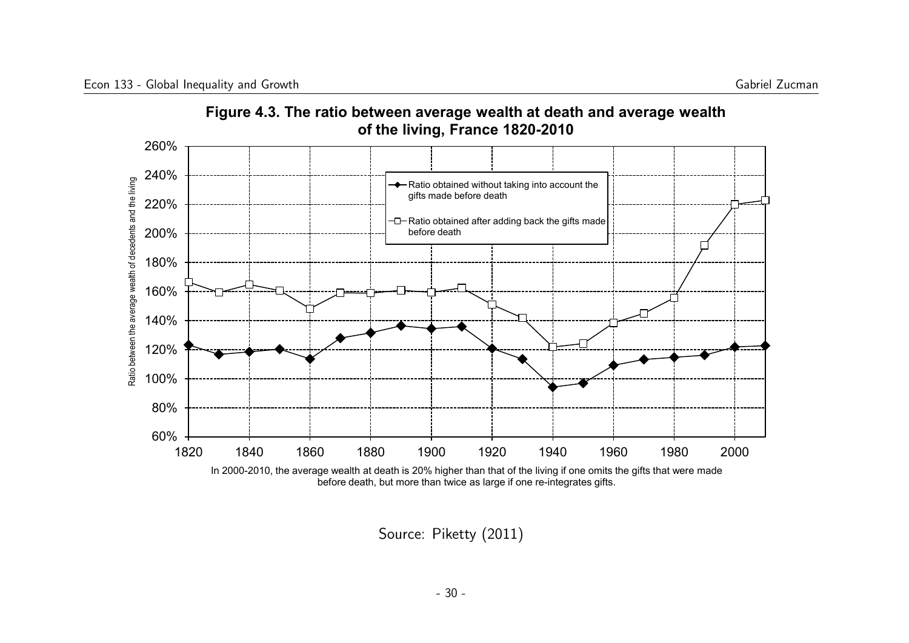**Figure 4.3. The ratio between average wealth at death and average wealth of the living, France 1820-2010**

In 2000-2010, the average wealth at death is 20% higher than that of the living if one omits the gifts that were made before death, but more than twice as large if one re-integrates gifts.

Source: Piketty (2011)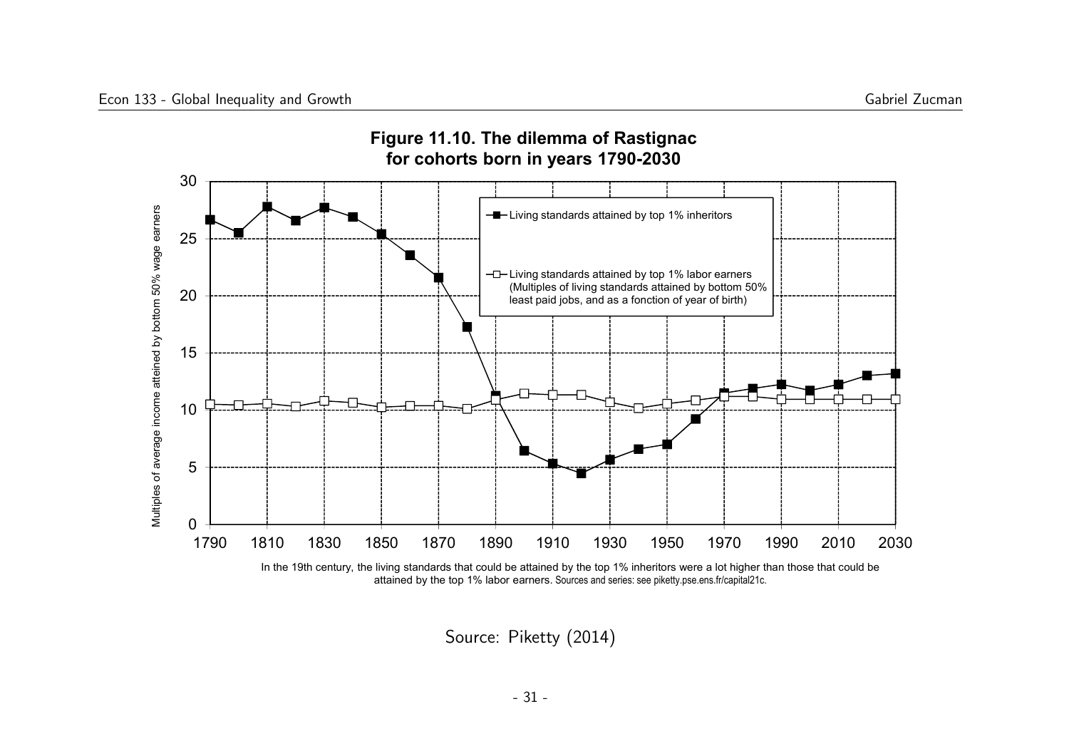**Figure 11.10. The dilemma of Rastignac for cohorts born in years 1790-2030**

In the 19th century, the living standards that could be attained by the top 1% inheritors were a lot higher than those that could be attained by the top 1% labor earners. Sources and series: see piketty.pse.ens.fr/capital21c.

Source: Piketty (2014)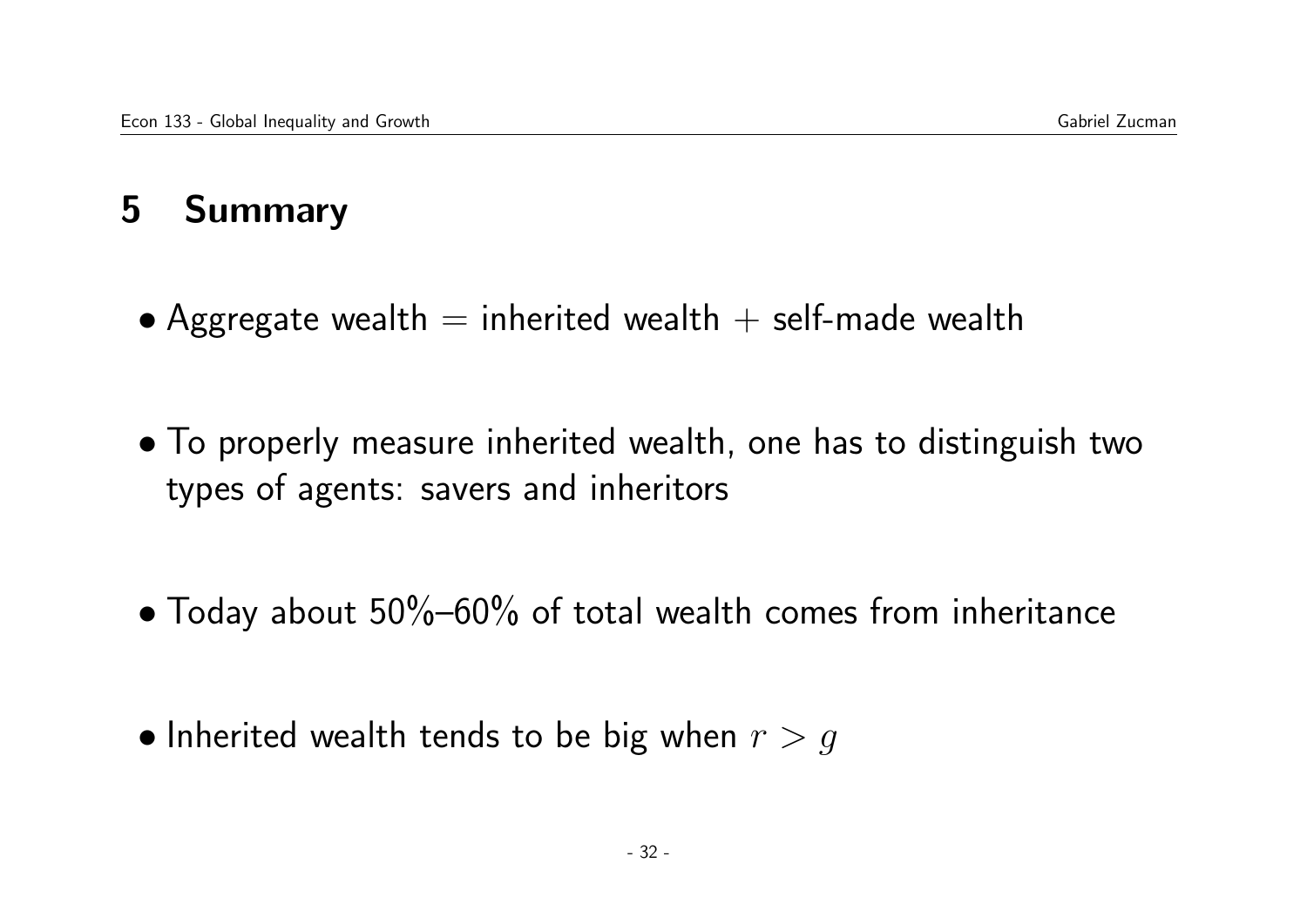# 5 Summary

- Aggregate wealth = inherited wealth + self-made wealth

- To properly measure inherited wealth, one has to distinguish two types of agents: savers and inheritors

- Today about 50%–60% of total wealth comes from inheritance

- Inherited wealth tends to be big when $r > g$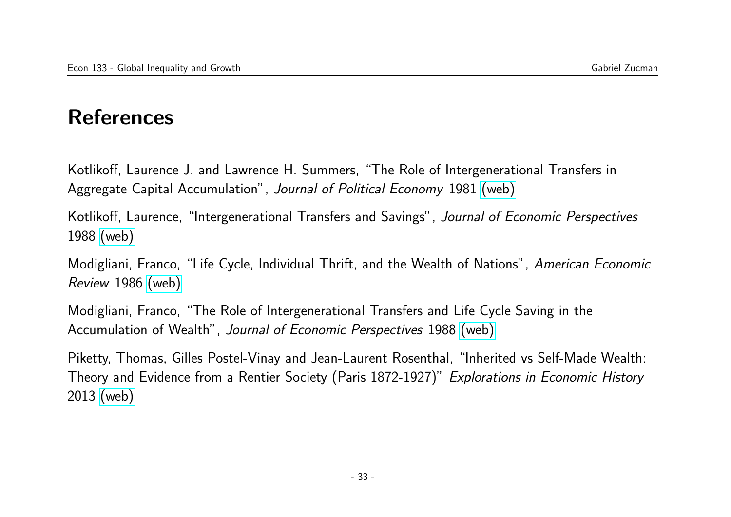# References

Kotlikoff, Laurence J. and Lawrence H. Summers, "The Role of Intergenerational Transfers in Aggregate Capital Accumulation", *Journal of Political Economy* 1981 (web)

Kotlikoff, Laurence, "Intergenerational Transfers and Savings", *Journal of Economic Perspectives* 1988 (web)

Modigliani, Franco, "Life Cycle, Individual Thrift, and the Wealth of Nations", *American Economic Review* 1986 (web)

Modigliani, Franco, "The Role of Intergenerational Transfers and Life Cycle Saving in the Accumulation of Wealth", *Journal of Economic Perspectives* 1988 (web)

Piketty, Thomas, Gilles Postel-Vinay and Jean-Laurent Rosenthal, "Inherited vs Self-Made Wealth: Theory and Evidence from a Rentier Society (Paris 1872-1927)" *Explorations in Economic History* 2013 (web)